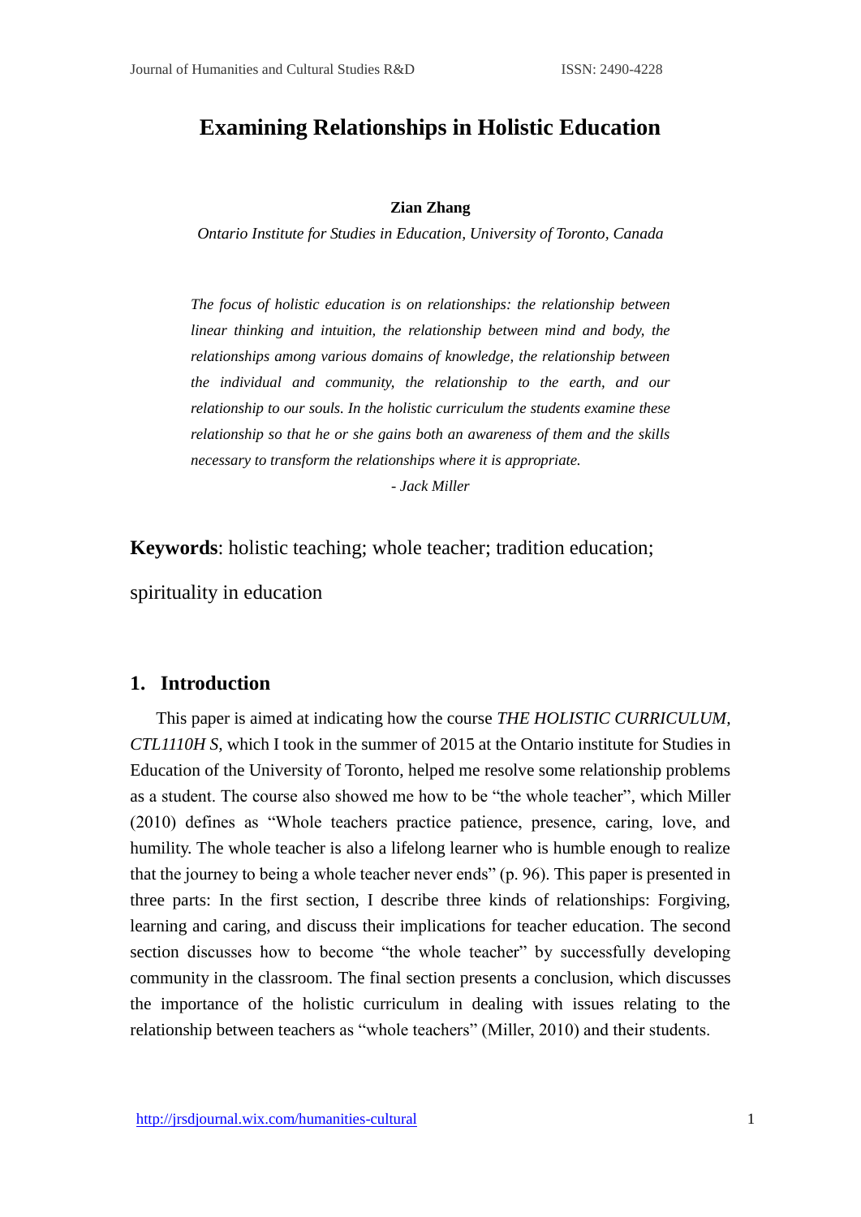# Examining Relationships in Holistic Education

**Zian Zhang**

*Ontario Institute for Studies in Education, University of Toronto, Canada*

> *The focus of holistic education is on relationships: the relationship between linear thinking and intuition, the relationship between mind and body, the relationships among various domains of knowledge, the relationship between the individual and community, the relationship to the earth, and our relationship to our souls. In the holistic curriculum the students examine these relationship so that he or she gains both an awareness of them and the skills necessary to transform the relationships where it is appropriate.*
>
> *- Jack Miller*

**Keywords**: holistic teaching; whole teacher; tradition education; spirituality in education

## 1. Introduction

This paper is aimed at indicating how the course *THE HOLISTIC CURRICULUM, CTL1110H S,* which I took in the summer of 2015 at the Ontario institute for Studies in Education of the University of Toronto, helped me resolve some relationship problems as a student. The course also showed me how to be "the whole teacher", which Miller (2010) defines as "Whole teachers practice patience, presence, caring, love, and humility. The whole teacher is also a lifelong learner who is humble enough to realize that the journey to being a whole teacher never ends" (p. 96). This paper is presented in three parts: In the first section, I describe three kinds of relationships: Forgiving, learning and caring, and discuss their implications for teacher education. The second section discusses how to become "the whole teacher" by successfully developing community in the classroom. The final section presents a conclusion, which discusses the importance of the holistic curriculum in dealing with issues relating to the relationship between teachers as "whole teachers" (Miller, 2010) and their students.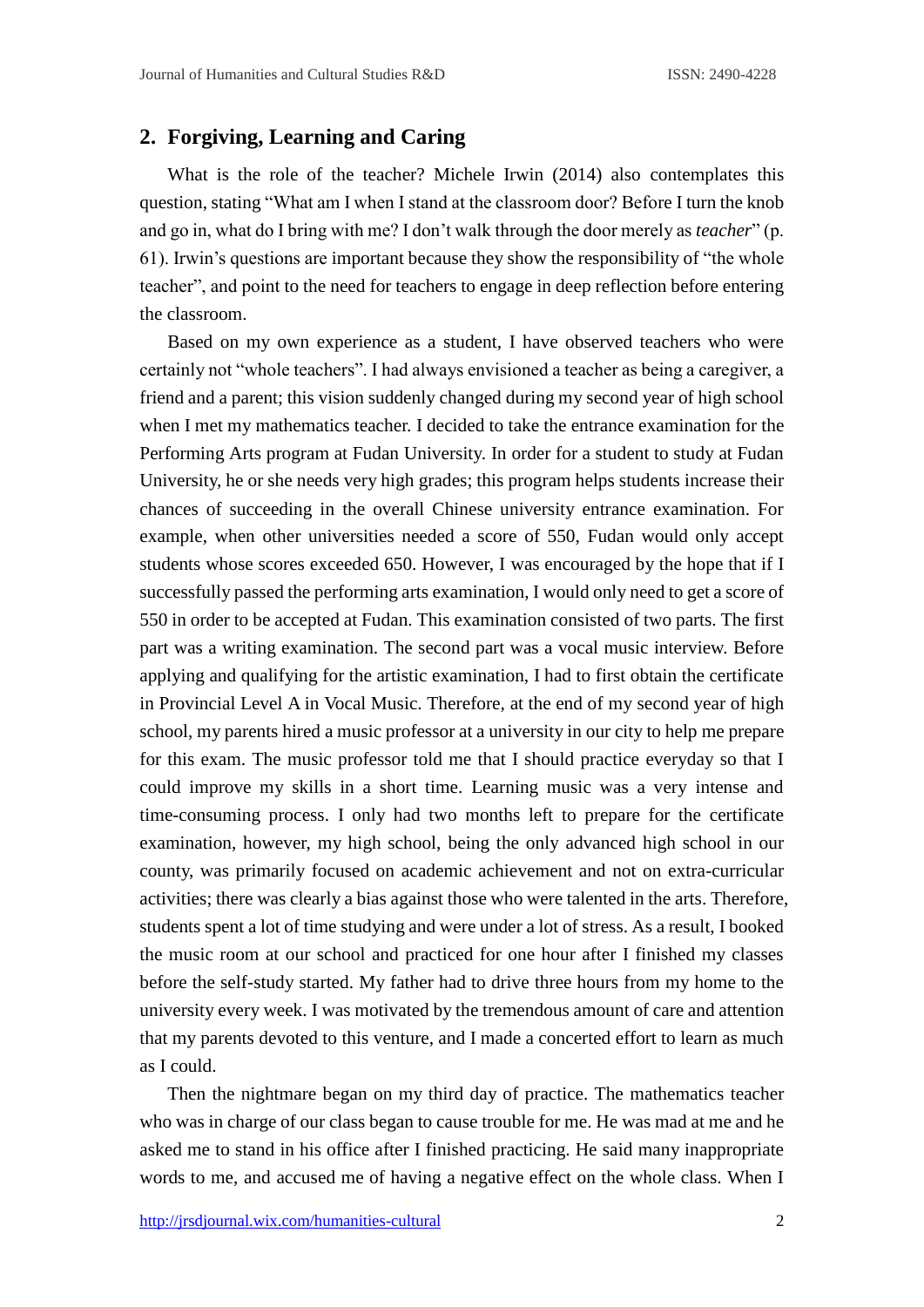## 2. Forgiving, Learning and Caring

What is the role of the teacher? Michele Irwin (2014) also contemplates this question, stating "What am I when I stand at the classroom door? Before I turn the knob and go in, what do I bring with me? I don't walk through the door merely as *teacher*" (p. 61). Irwin's questions are important because they show the responsibility of "the whole teacher", and point to the need for teachers to engage in deep reflection before entering the classroom.

Based on my own experience as a student, I have observed teachers who were certainly not "whole teachers". I had always envisioned a teacher as being a caregiver, a friend and a parent; this vision suddenly changed during my second year of high school when I met my mathematics teacher. I decided to take the entrance examination for the Performing Arts program at Fudan University. In order for a student to study at Fudan University, he or she needs very high grades; this program helps students increase their chances of succeeding in the overall Chinese university entrance examination. For example, when other universities needed a score of 550, Fudan would only accept students whose scores exceeded 650. However, I was encouraged by the hope that if I successfully passed the performing arts examination, I would only need to get a score of 550 in order to be accepted at Fudan. This examination consisted of two parts. The first part was a writing examination. The second part was a vocal music interview. Before applying and qualifying for the artistic examination, I had to first obtain the certificate in Provincial Level A in Vocal Music. Therefore, at the end of my second year of high school, my parents hired a music professor at a university in our city to help me prepare for this exam. The music professor told me that I should practice everyday so that I could improve my skills in a short time. Learning music was a very intense and time-consuming process. I only had two months left to prepare for the certificate examination, however, my high school, being the only advanced high school in our county, was primarily focused on academic achievement and not on extra-curricular activities; there was clearly a bias against those who were talented in the arts. Therefore, students spent a lot of time studying and were under a lot of stress. As a result, I booked the music room at our school and practiced for one hour after I finished my classes before the self-study started. My father had to drive three hours from my home to the university every week. I was motivated by the tremendous amount of care and attention that my parents devoted to this venture, and I made a concerted effort to learn as much as I could.

Then the nightmare began on my third day of practice. The mathematics teacher who was in charge of our class began to cause trouble for me. He was mad at me and he asked me to stand in his office after I finished practicing. He said many inappropriate words to me, and accused me of having a negative effect on the whole class. When I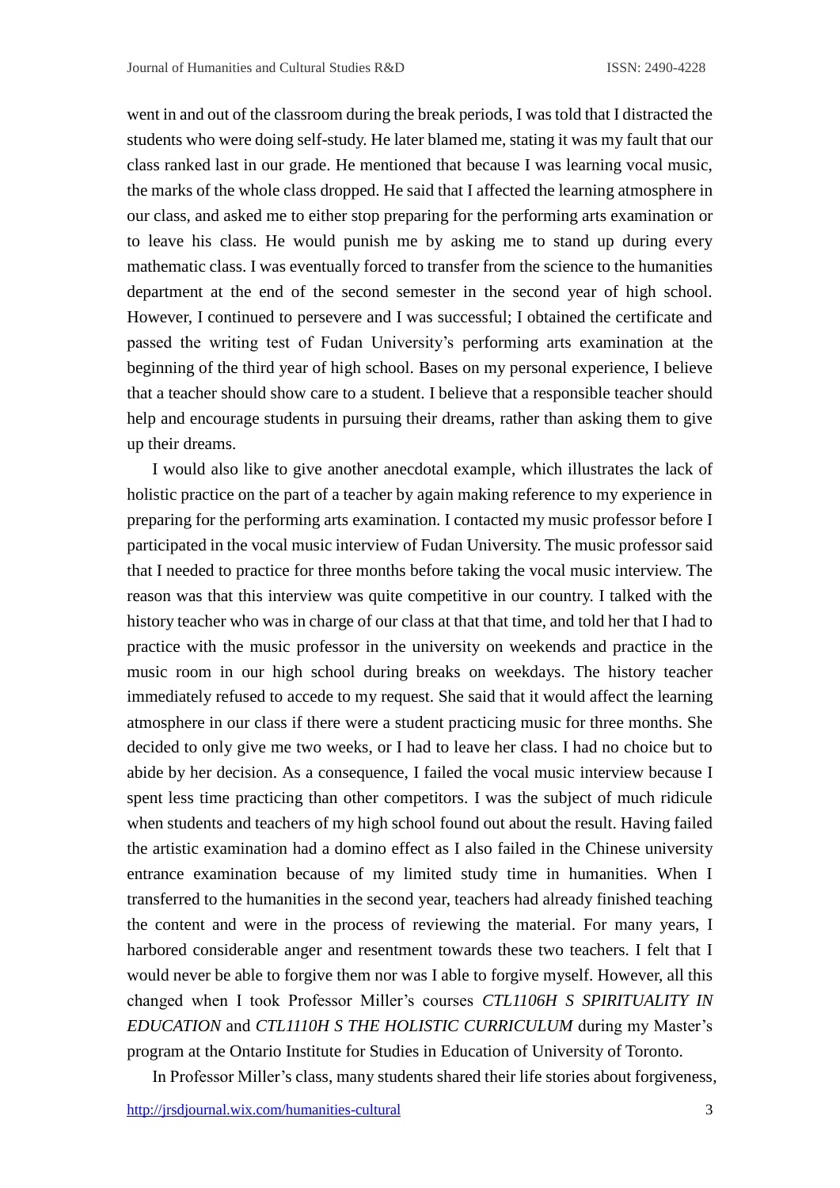went in and out of the classroom during the break periods, I was told that I distracted the students who were doing self-study. He later blamed me, stating it was my fault that our class ranked last in our grade. He mentioned that because I was learning vocal music, the marks of the whole class dropped. He said that I affected the learning atmosphere in our class, and asked me to either stop preparing for the performing arts examination or to leave his class. He would punish me by asking me to stand up during every mathematic class. I was eventually forced to transfer from the science to the humanities department at the end of the second semester in the second year of high school. However, I continued to persevere and I was successful; I obtained the certificate and passed the writing test of Fudan University's performing arts examination at the beginning of the third year of high school. Bases on my personal experience, I believe that a teacher should show care to a student. I believe that a responsible teacher should help and encourage students in pursuing their dreams, rather than asking them to give up their dreams.

I would also like to give another anecdotal example, which illustrates the lack of holistic practice on the part of a teacher by again making reference to my experience in preparing for the performing arts examination. I contacted my music professor before I participated in the vocal music interview of Fudan University. The music professor said that I needed to practice for three months before taking the vocal music interview. The reason was that this interview was quite competitive in our country. I talked with the history teacher who was in charge of our class at that that time, and told her that I had to practice with the music professor in the university on weekends and practice in the music room in our high school during breaks on weekdays. The history teacher immediately refused to accede to my request. She said that it would affect the learning atmosphere in our class if there were a student practicing music for three months. She decided to only give me two weeks, or I had to leave her class. I had no choice but to abide by her decision. As a consequence, I failed the vocal music interview because I spent less time practicing than other competitors. I was the subject of much ridicule when students and teachers of my high school found out about the result. Having failed the artistic examination had a domino effect as I also failed in the Chinese university entrance examination because of my limited study time in humanities. When I transferred to the humanities in the second year, teachers had already finished teaching the content and were in the process of reviewing the material. For many years, I harbored considerable anger and resentment towards these two teachers. I felt that I would never be able to forgive them nor was I able to forgive myself. However, all this changed when I took Professor Miller's courses *CTL1106H S SPIRITUALITY IN EDUCATION* and *CTL1110H S THE HOLISTIC CURRICULUM* during my Master's program at the Ontario Institute for Studies in Education of University of Toronto.

In Professor Miller's class, many students shared their life stories about forgiveness,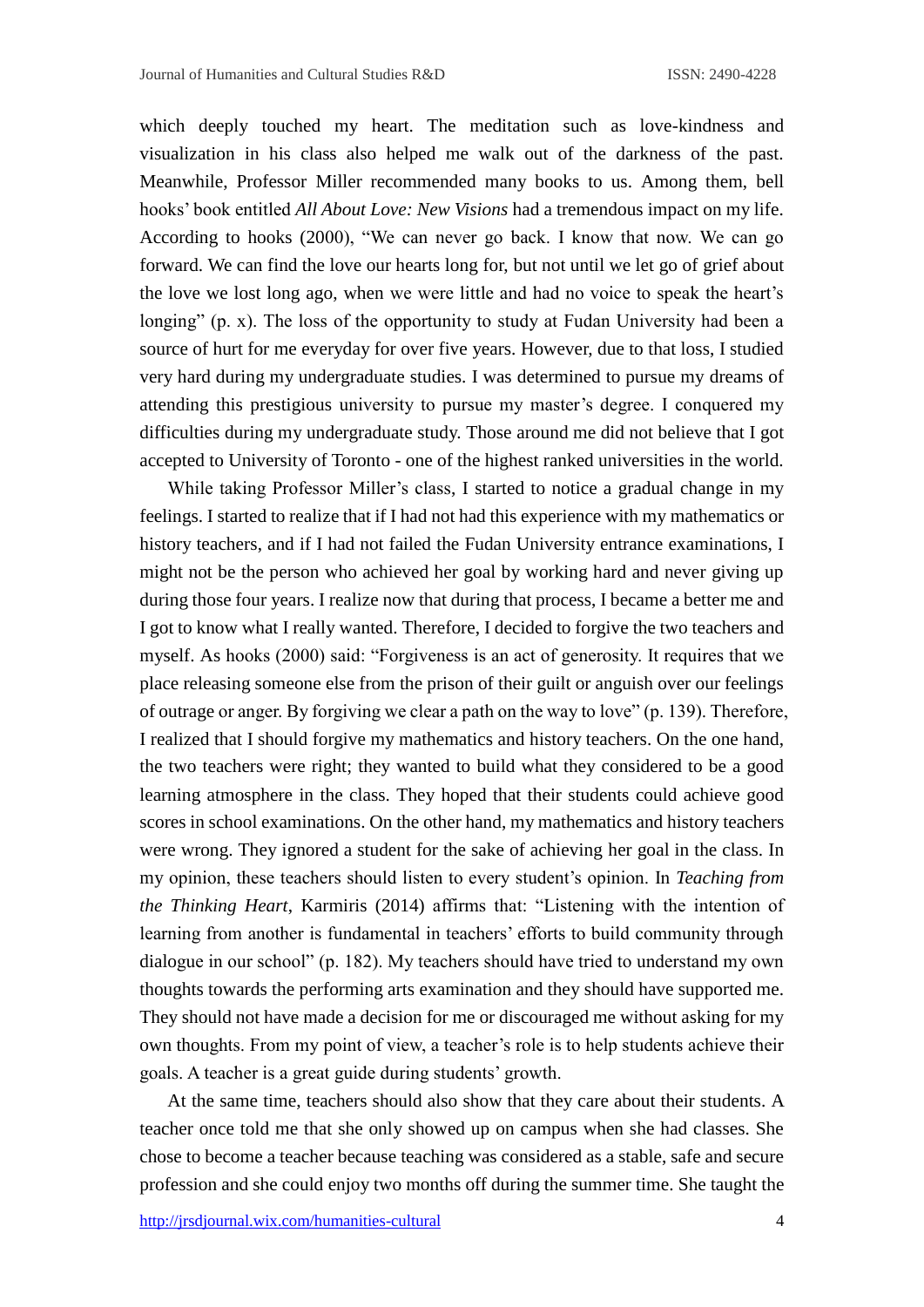which deeply touched my heart. The meditation such as love-kindness and visualization in his class also helped me walk out of the darkness of the past. Meanwhile, Professor Miller recommended many books to us. Among them, bell hooks' book entitled *All About Love: New Visions* had a tremendous impact on my life. According to hooks (2000), "We can never go back. I know that now. We can go forward. We can find the love our hearts long for, but not until we let go of grief about the love we lost long ago, when we were little and had no voice to speak the heart's longing" (p. x). The loss of the opportunity to study at Fudan University had been a source of hurt for me everyday for over five years. However, due to that loss, I studied very hard during my undergraduate studies. I was determined to pursue my dreams of attending this prestigious university to pursue my master's degree. I conquered my difficulties during my undergraduate study. Those around me did not believe that I got accepted to University of Toronto - one of the highest ranked universities in the world.

While taking Professor Miller's class, I started to notice a gradual change in my feelings. I started to realize that if I had not had this experience with my mathematics or history teachers, and if I had not failed the Fudan University entrance examinations, I might not be the person who achieved her goal by working hard and never giving up during those four years. I realize now that during that process, I became a better me and I got to know what I really wanted. Therefore, I decided to forgive the two teachers and myself. As hooks (2000) said: "Forgiveness is an act of generosity. It requires that we place releasing someone else from the prison of their guilt or anguish over our feelings of outrage or anger. By forgiving we clear a path on the way to love" (p. 139). Therefore, I realized that I should forgive my mathematics and history teachers. On the one hand, the two teachers were right; they wanted to build what they considered to be a good learning atmosphere in the class. They hoped that their students could achieve good scores in school examinations. On the other hand, my mathematics and history teachers were wrong. They ignored a student for the sake of achieving her goal in the class. In my opinion, these teachers should listen to every student's opinion. In *Teaching from the Thinking Heart*, Karmiris (2014) affirms that: "Listening with the intention of learning from another is fundamental in teachers' efforts to build community through dialogue in our school" (p. 182). My teachers should have tried to understand my own thoughts towards the performing arts examination and they should have supported me. They should not have made a decision for me or discouraged me without asking for my own thoughts. From my point of view, a teacher's role is to help students achieve their goals. A teacher is a great guide during students' growth.

At the same time, teachers should also show that they care about their students. A teacher once told me that she only showed up on campus when she had classes. She chose to become a teacher because teaching was considered as a stable, safe and secure profession and she could enjoy two months off during the summer time. She taught the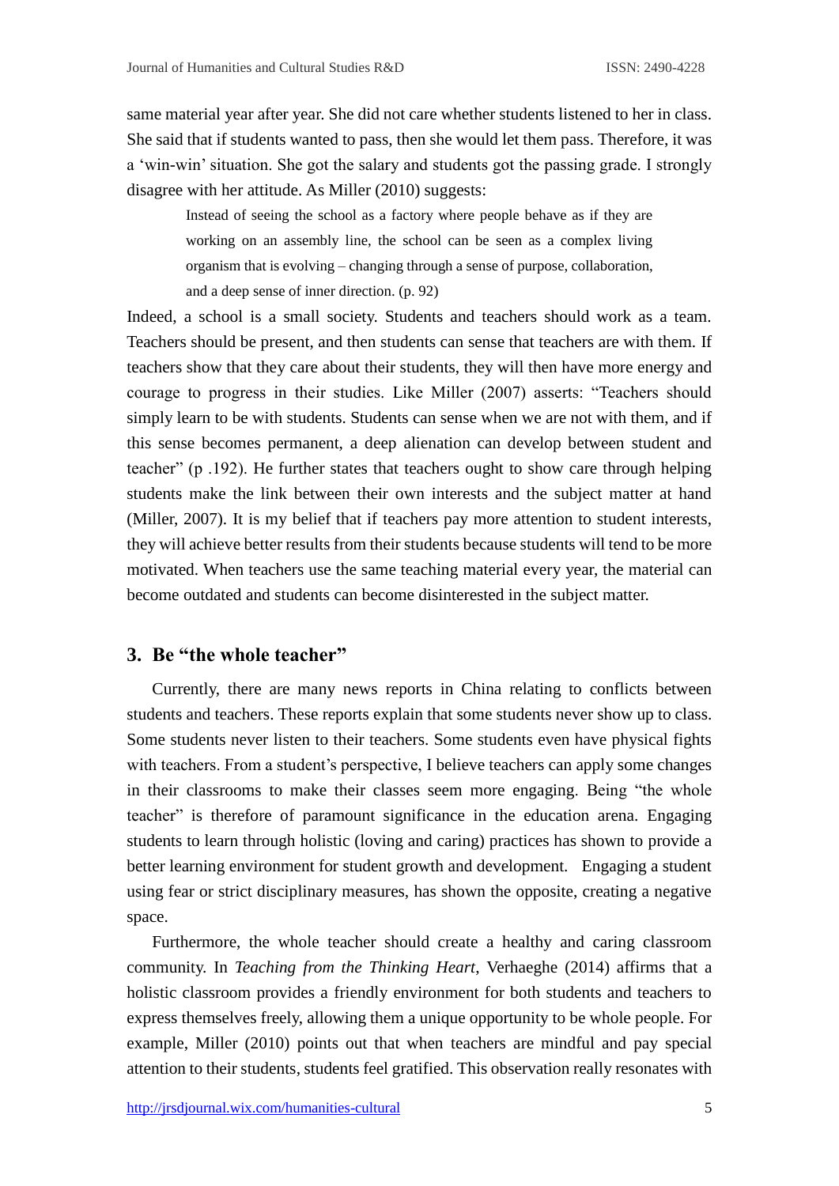same material year after year. She did not care whether students listened to her in class. She said that if students wanted to pass, then she would let them pass. Therefore, it was a 'win-win' situation. She got the salary and students got the passing grade. I strongly disagree with her attitude. As Miller (2010) suggests:

> Instead of seeing the school as a factory where people behave as if they are working on an assembly line, the school can be seen as a complex living organism that is evolving – changing through a sense of purpose, collaboration, and a deep sense of inner direction. (p. 92)

Indeed, a school is a small society. Students and teachers should work as a team. Teachers should be present, and then students can sense that teachers are with them. If teachers show that they care about their students, they will then have more energy and courage to progress in their studies. Like Miller (2007) asserts: "Teachers should simply learn to be with students. Students can sense when we are not with them, and if this sense becomes permanent, a deep alienation can develop between student and teacher" (p .192). He further states that teachers ought to show care through helping students make the link between their own interests and the subject matter at hand (Miller, 2007). It is my belief that if teachers pay more attention to student interests, they will achieve better results from their students because students will tend to be more motivated. When teachers use the same teaching material every year, the material can become outdated and students can become disinterested in the subject matter.

## 3. Be "the whole teacher"

Currently, there are many news reports in China relating to conflicts between students and teachers. These reports explain that some students never show up to class. Some students never listen to their teachers. Some students even have physical fights with teachers. From a student's perspective, I believe teachers can apply some changes in their classrooms to make their classes seem more engaging. Being "the whole teacher" is therefore of paramount significance in the education arena. Engaging students to learn through holistic (loving and caring) practices has shown to provide a better learning environment for student growth and development. Engaging a student using fear or strict disciplinary measures, has shown the opposite, creating a negative space.

Furthermore, the whole teacher should create a healthy and caring classroom community. In *Teaching from the Thinking Heart*, Verhaeghe (2014) affirms that a holistic classroom provides a friendly environment for both students and teachers to express themselves freely, allowing them a unique opportunity to be whole people. For example, Miller (2010) points out that when teachers are mindful and pay special attention to their students, students feel gratified. This observation really resonates with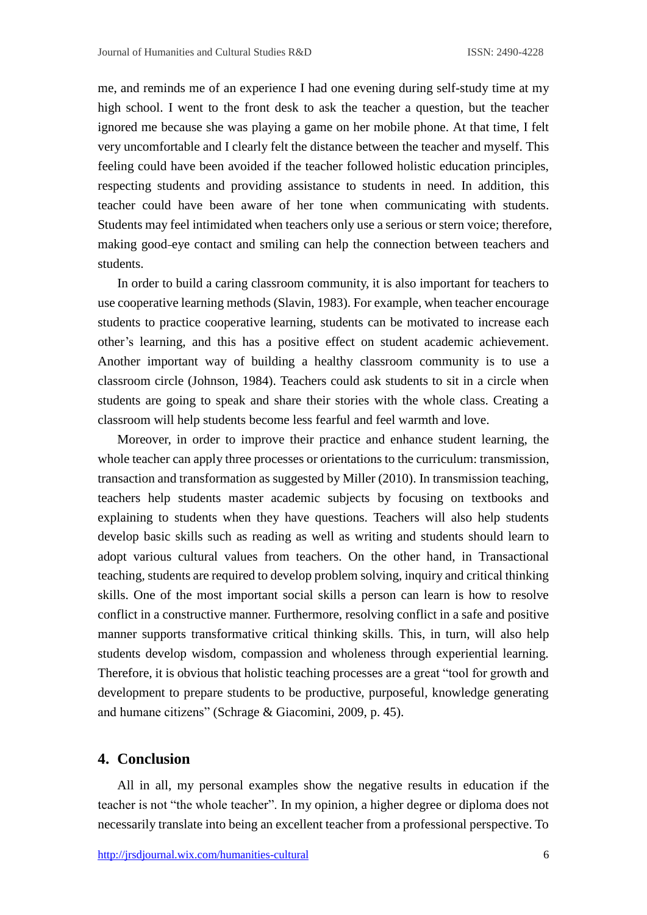me, and reminds me of an experience I had one evening during self-study time at my high school. I went to the front desk to ask the teacher a question, but the teacher ignored me because she was playing a game on her mobile phone. At that time, I felt very uncomfortable and I clearly felt the distance between the teacher and myself. This feeling could have been avoided if the teacher followed holistic education principles, respecting students and providing assistance to students in need. In addition, this teacher could have been aware of her tone when communicating with students. Students may feel intimidated when teachers only use a serious or stern voice; therefore, making good-eye contact and smiling can help the connection between teachers and students.

In order to build a caring classroom community, it is also important for teachers to use cooperative learning methods (Slavin, 1983). For example, when teacher encourage students to practice cooperative learning, students can be motivated to increase each other's learning, and this has a positive effect on student academic achievement. Another important way of building a healthy classroom community is to use a classroom circle (Johnson, 1984). Teachers could ask students to sit in a circle when students are going to speak and share their stories with the whole class. Creating a classroom will help students become less fearful and feel warmth and love.

Moreover, in order to improve their practice and enhance student learning, the whole teacher can apply three processes or orientations to the curriculum: transmission, transaction and transformation as suggested by Miller (2010). In transmission teaching, teachers help students master academic subjects by focusing on textbooks and explaining to students when they have questions. Teachers will also help students develop basic skills such as reading as well as writing and students should learn to adopt various cultural values from teachers. On the other hand, in Transactional teaching, students are required to develop problem solving, inquiry and critical thinking skills. One of the most important social skills a person can learn is how to resolve conflict in a constructive manner. Furthermore, resolving conflict in a safe and positive manner supports transformative critical thinking skills. This, in turn, will also help students develop wisdom, compassion and wholeness through experiential learning. Therefore, it is obvious that holistic teaching processes are a great "tool for growth and development to prepare students to be productive, purposeful, knowledge generating and humane citizens" (Schrage & Giacomini, 2009, p. 45).

## 4. Conclusion

All in all, my personal examples show the negative results in education if the teacher is not "the whole teacher". In my opinion, a higher degree or diploma does not necessarily translate into being an excellent teacher from a professional perspective. To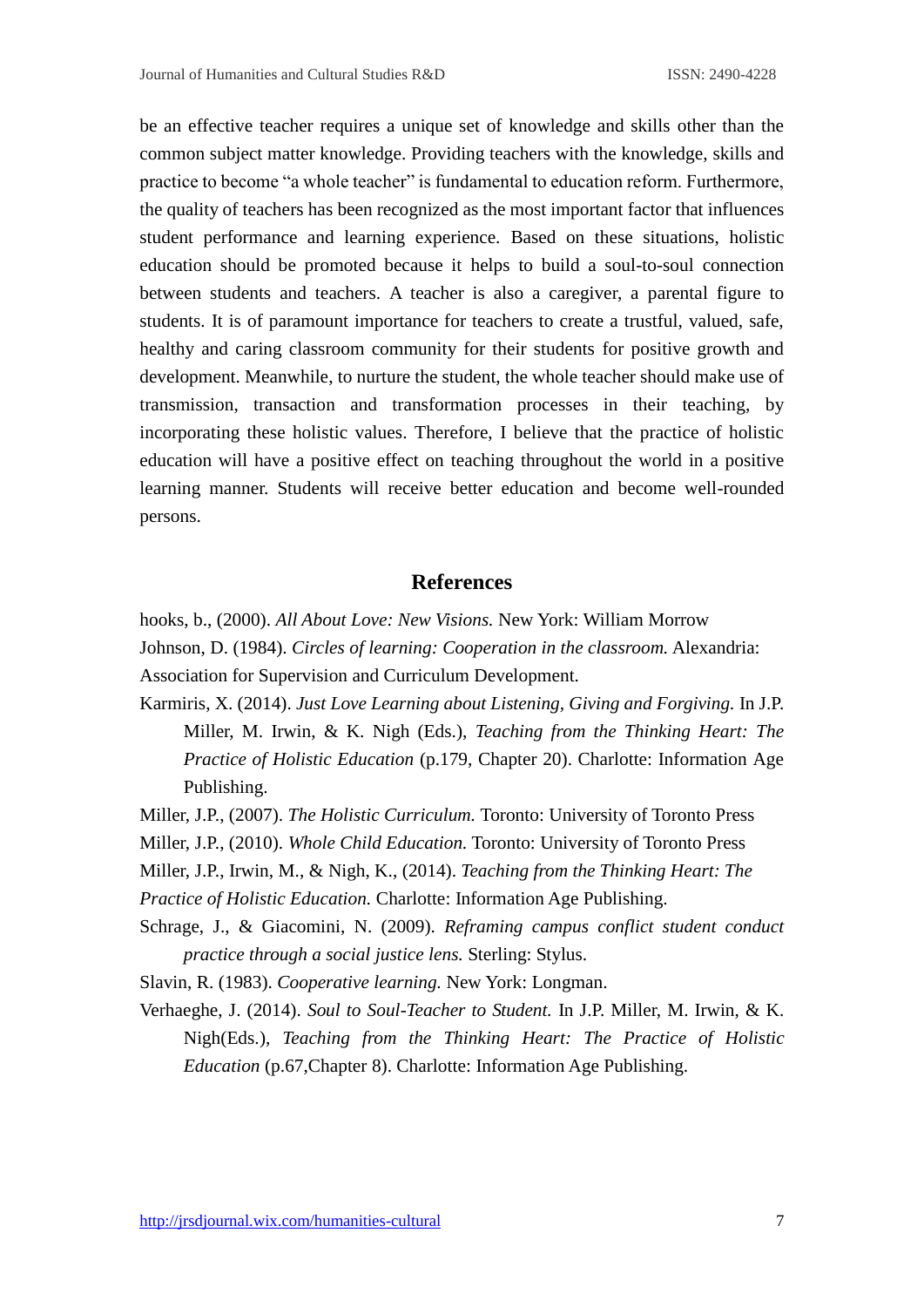be an effective teacher requires a unique set of knowledge and skills other than the common subject matter knowledge. Providing teachers with the knowledge, skills and practice to become "a whole teacher" is fundamental to education reform. Furthermore, the quality of teachers has been recognized as the most important factor that influences student performance and learning experience. Based on these situations, holistic education should be promoted because it helps to build a soul-to-soul connection between students and teachers. A teacher is also a caregiver, a parental figure to students. It is of paramount importance for teachers to create a trustful, valued, safe, healthy and caring classroom community for their students for positive growth and development. Meanwhile, to nurture the student, the whole teacher should make use of transmission, transaction and transformation processes in their teaching, by incorporating these holistic values. Therefore, I believe that the practice of holistic education will have a positive effect on teaching throughout the world in a positive learning manner. Students will receive better education and become well-rounded persons.

## References

hooks, b., (2000). *All About Love: New Visions.* New York: William Morrow

Johnson, D. (1984). *Circles of learning: Cooperation in the classroom.* Alexandria: Association for Supervision and Curriculum Development.

Karmiris, X. (2014). *Just Love Learning about Listening, Giving and Forgiving.* In J.P. Miller, M. Irwin, & K. Nigh (Eds.), *Teaching from the Thinking Heart: The Practice of Holistic Education* (p.179, Chapter 20). Charlotte: Information Age Publishing.

Miller, J.P., (2007). *The Holistic Curriculum.* Toronto: University of Toronto Press

Miller, J.P., (2010). *Whole Child Education.* Toronto: University of Toronto Press

Miller, J.P., Irwin, M., & Nigh, K., (2014). *Teaching from the Thinking Heart: The Practice of Holistic Education.* Charlotte: Information Age Publishing.

Schrage, J., & Giacomini, N. (2009). *Reframing campus conflict student conduct practice through a social justice lens.* Sterling: Stylus.

Slavin, R. (1983). *Cooperative learning.* New York: Longman.

Verhaeghe, J. (2014). *Soul to Soul-Teacher to Student.* In J.P. Miller, M. Irwin, & K. Nigh(Eds.), *Teaching from the Thinking Heart: The Practice of Holistic Education* (p.67,Chapter 8). Charlotte: Information Age Publishing.